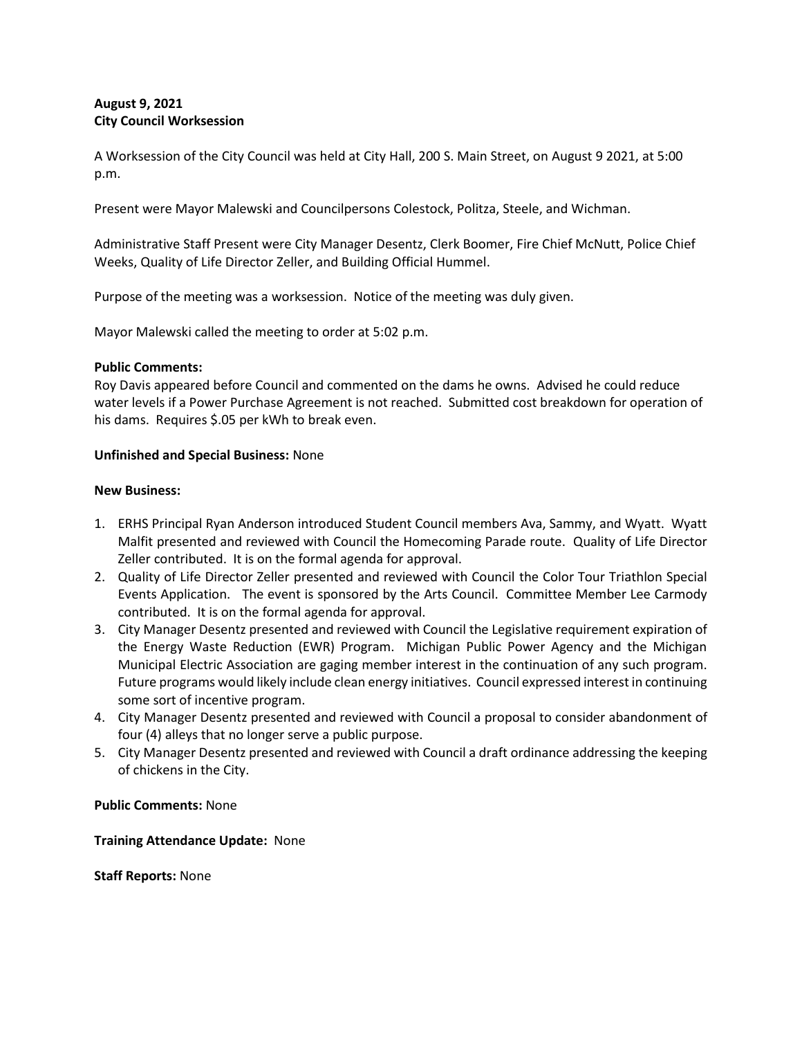**August 9, 2021**
**City Council Worksession**

A Worksession of the City Council was held at City Hall, 200 S. Main Street, on August 9 2021, at 5:00 p.m.

Present were Mayor Malewski and Councilpersons Colestock, Politza, Steele, and Wichman.

Administrative Staff Present were City Manager Desentz, Clerk Boomer, Fire Chief McNutt, Police Chief Weeks, Quality of Life Director Zeller, and Building Official Hummel.

Purpose of the meeting was a worksession. Notice of the meeting was duly given.

Mayor Malewski called the meeting to order at 5:02 p.m.

**Public Comments:**
Roy Davis appeared before Council and commented on the dams he owns. Advised he could reduce water levels if a Power Purchase Agreement is not reached. Submitted cost breakdown for operation of his dams. Requires $.05 per kWh to break even.

**Unfinished and Special Business:** None

**New Business:**

1. ERHS Principal Ryan Anderson introduced Student Council members Ava, Sammy, and Wyatt. Wyatt Malfit presented and reviewed with Council the Homecoming Parade route. Quality of Life Director Zeller contributed. It is on the formal agenda for approval.
2. Quality of Life Director Zeller presented and reviewed with Council the Color Tour Triathlon Special Events Application. The event is sponsored by the Arts Council. Committee Member Lee Carmody contributed. It is on the formal agenda for approval.
3. City Manager Desentz presented and reviewed with Council the Legislative requirement expiration of the Energy Waste Reduction (EWR) Program. Michigan Public Power Agency and the Michigan Municipal Electric Association are gaging member interest in the continuation of any such program. Future programs would likely include clean energy initiatives. Council expressed interest in continuing some sort of incentive program.
4. City Manager Desentz presented and reviewed with Council a proposal to consider abandonment of four (4) alleys that no longer serve a public purpose.
5. City Manager Desentz presented and reviewed with Council a draft ordinance addressing the keeping of chickens in the City.

**Public Comments:** None

**Training Attendance Update:** None

**Staff Reports:** None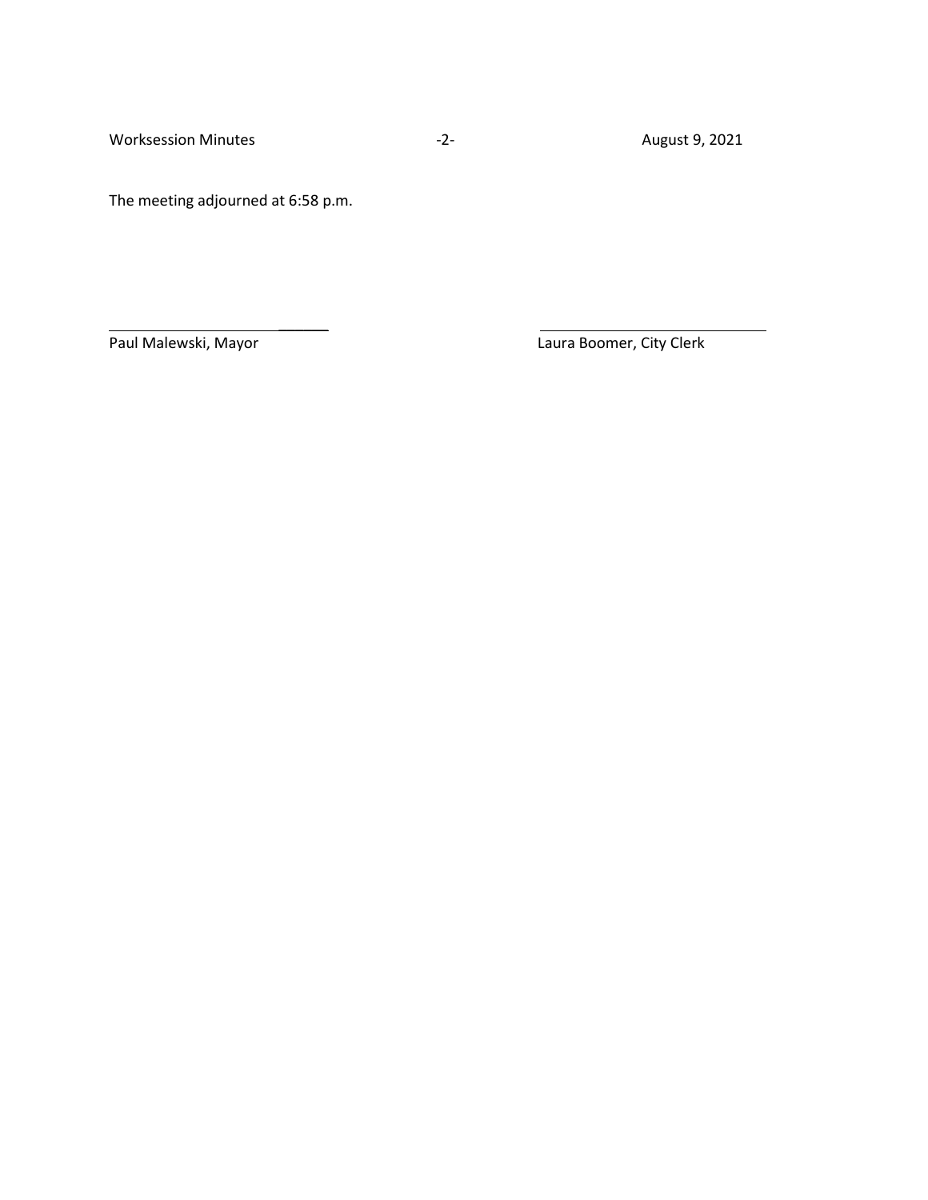The meeting adjourned at 6:58 p.m.

Paul Malewski, Mayor

Laura Boomer, City Clerk